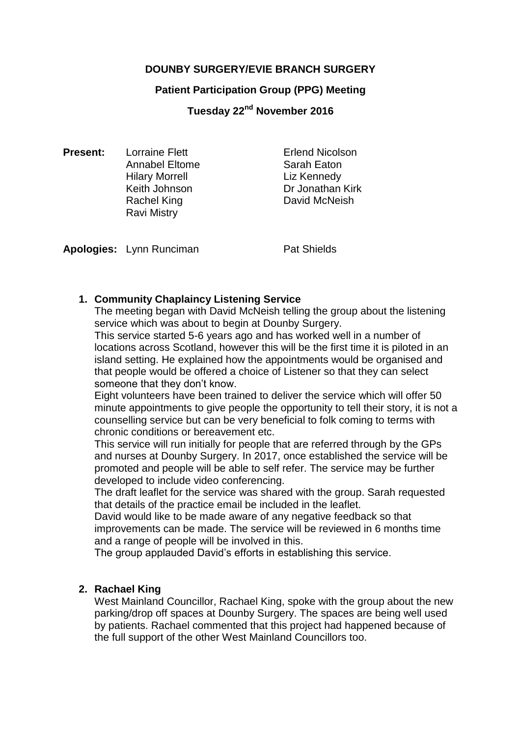**DOUNBY SURGERY/EVIE BRANCH SURGERY**

**Patient Participation Group (PPG) Meeting**

**Tuesday 22nd November 2016**

**Present:** Lorraine Flett, Annabel Eltome, Hilary Morrell, Keith Johnson, Rachel King, Ravi Mistry, Erlend Nicolson, Sarah Eaton, Liz Kennedy, Dr Jonathan Kirk, David McNeish

**Apologies:** Lynn Runciman, Pat Shields

1. **Community Chaplaincy Listening Service**

   The meeting began with David McNeish telling the group about the listening service which was about to begin at Dounby Surgery.

   This service started 5-6 years ago and has worked well in a number of locations across Scotland, however this will be the first time it is piloted in an island setting. He explained how the appointments would be organised and that people would be offered a choice of Listener so that they can select someone that they don't know.

   Eight volunteers have been trained to deliver the service which will offer 50 minute appointments to give people the opportunity to tell their story, it is not a counselling service but can be very beneficial to folk coming to terms with chronic conditions or bereavement etc.

   This service will run initially for people that are referred through by the GPs and nurses at Dounby Surgery. In 2017, once established the service will be promoted and people will be able to self refer. The service may be further developed to include video conferencing.

   The draft leaflet for the service was shared with the group. Sarah requested that details of the practice email be included in the leaflet.

   David would like to be made aware of any negative feedback so that improvements can be made. The service will be reviewed in 6 months time and a range of people will be involved in this.

   The group applauded David's efforts in establishing this service.

2. **Rachael King**

   West Mainland Councillor, Rachael King, spoke with the group about the new parking/drop off spaces at Dounby Surgery. The spaces are being well used by patients. Rachael commented that this project had happened because of the full support of the other West Mainland Councillors too.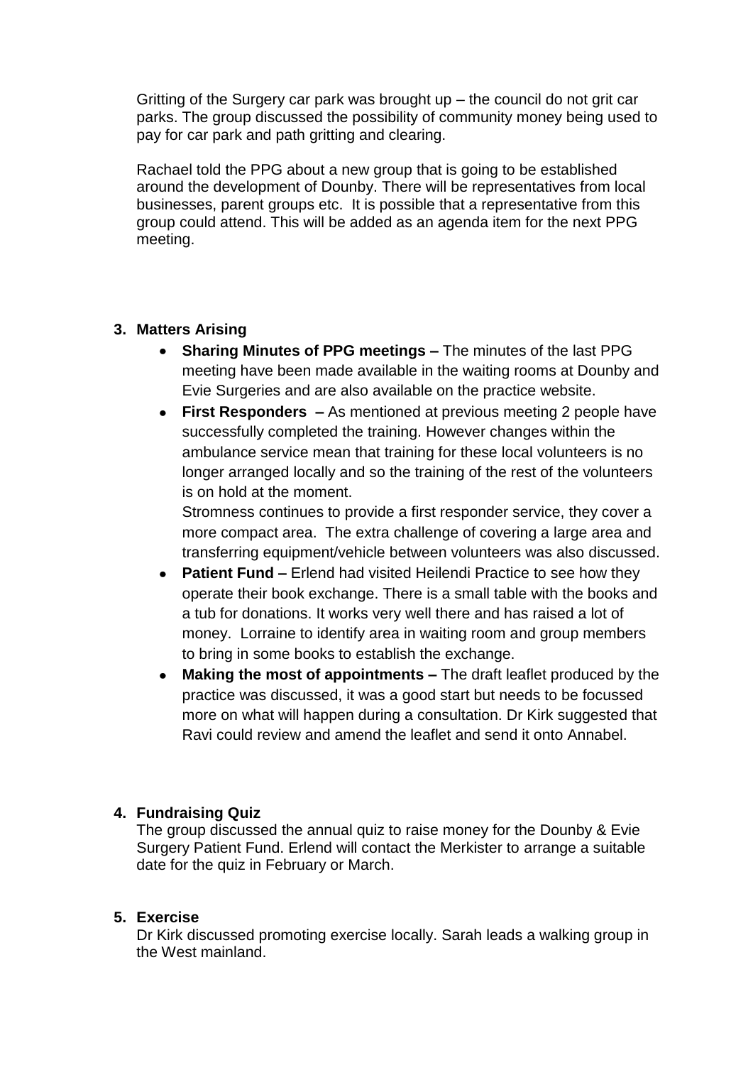Gritting of the Surgery car park was brought up – the council do not grit car parks. The group discussed the possibility of community money being used to pay for car park and path gritting and clearing.

Rachael told the PPG about a new group that is going to be established around the development of Dounby. There will be representatives from local businesses, parent groups etc. It is possible that a representative from this group could attend. This will be added as an agenda item for the next PPG meeting.

## 3. Matters Arising

- **Sharing Minutes of PPG meetings –** The minutes of the last PPG meeting have been made available in the waiting rooms at Dounby and Evie Surgeries and are also available on the practice website.
- **First Responders –** As mentioned at previous meeting 2 people have successfully completed the training. However changes within the ambulance service mean that training for these local volunteers is no longer arranged locally and so the training of the rest of the volunteers is on hold at the moment.
  Stromness continues to provide a first responder service, they cover a more compact area. The extra challenge of covering a large area and transferring equipment/vehicle between volunteers was also discussed.
- **Patient Fund –** Erlend had visited Heilendi Practice to see how they operate their book exchange. There is a small table with the books and a tub for donations. It works very well there and has raised a lot of money. Lorraine to identify area in waiting room and group members to bring in some books to establish the exchange.
- **Making the most of appointments –** The draft leaflet produced by the practice was discussed, it was a good start but needs to be focussed more on what will happen during a consultation. Dr Kirk suggested that Ravi could review and amend the leaflet and send it onto Annabel.

## 4. Fundraising Quiz

The group discussed the annual quiz to raise money for the Dounby & Evie Surgery Patient Fund. Erlend will contact the Merkister to arrange a suitable date for the quiz in February or March.

## 5. Exercise

Dr Kirk discussed promoting exercise locally. Sarah leads a walking group in the West mainland.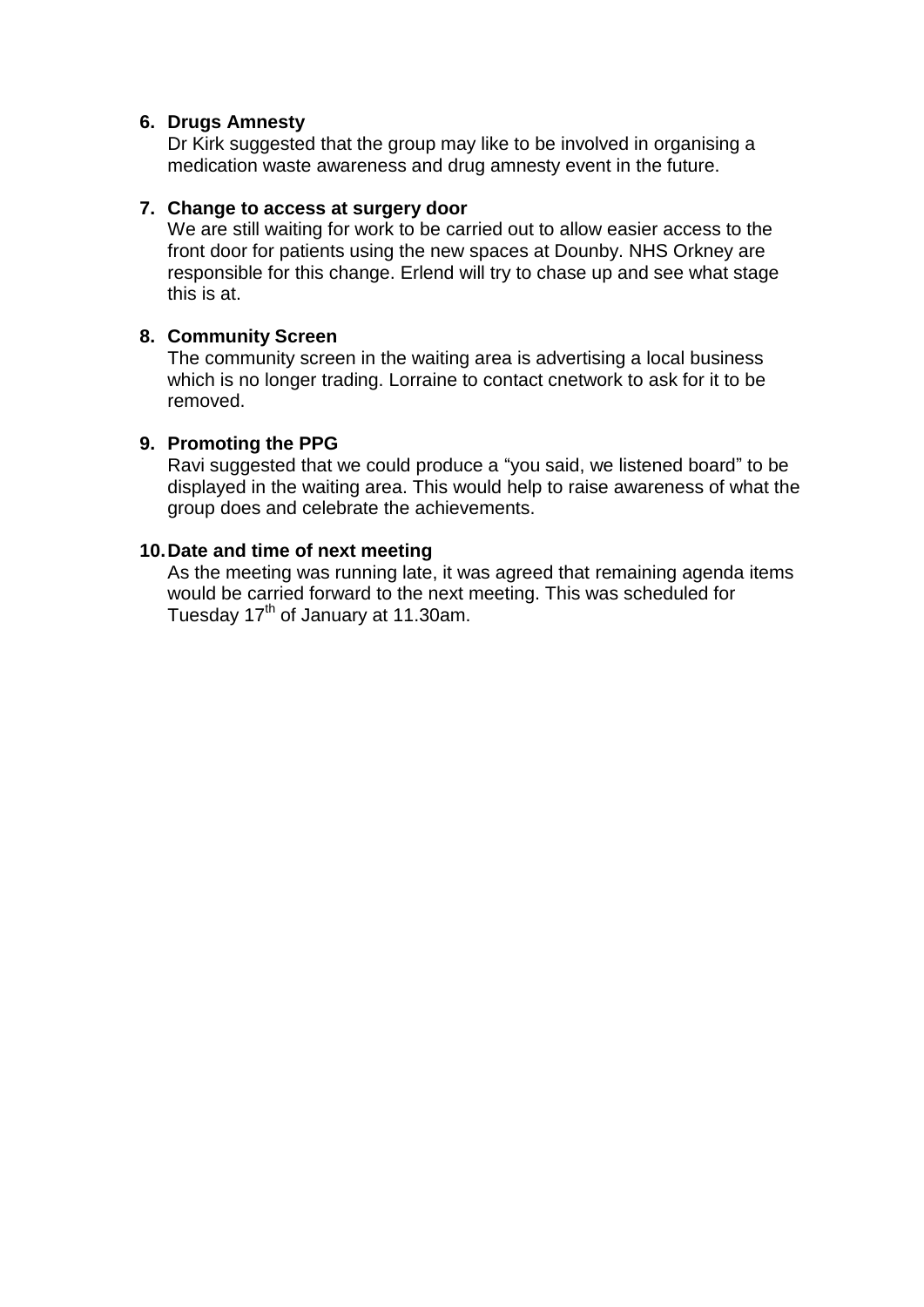6. **Drugs Amnesty**
   Dr Kirk suggested that the group may like to be involved in organising a medication waste awareness and drug amnesty event in the future.

7. **Change to access at surgery door**
   We are still waiting for work to be carried out to allow easier access to the front door for patients using the new spaces at Dounby. NHS Orkney are responsible for this change. Erlend will try to chase up and see what stage this is at.

8. **Community Screen**
   The community screen in the waiting area is advertising a local business which is no longer trading. Lorraine to contact cnetwork to ask for it to be removed.

9. **Promoting the PPG**
   Ravi suggested that we could produce a "you said, we listened board" to be displayed in the waiting area. This would help to raise awareness of what the group does and celebrate the achievements.

10. **Date and time of next meeting**
    As the meeting was running late, it was agreed that remaining agenda items would be carried forward to the next meeting. This was scheduled for Tuesday 17th of January at 11.30am.